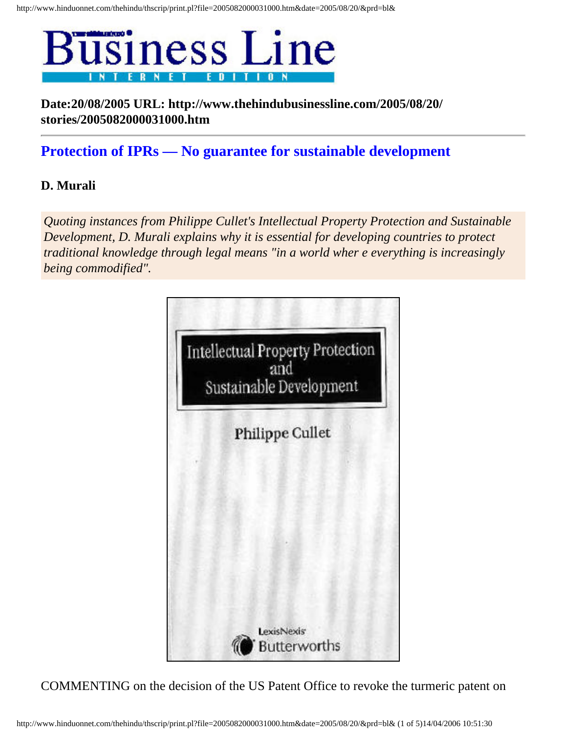# Business Line

INTERNET EDITION

**Date:20/08/2005 URL: http://www.thehindubusinessline.com/2005/08/20/ stories/2005082000031000.htm**

---

## Protection of IPRs — No guarantee for sustainable development

**D. Murali**

*Quoting instances from Philippe Cullet's Intellectual Property Protection and Sustainable Development, D. Murali explains why it is essential for developing countries to protect traditional knowledge through legal means "in a world wher e everything is increasingly being commodified".*

COMMENTING on the decision of the US Patent Office to revoke the turmeric patent on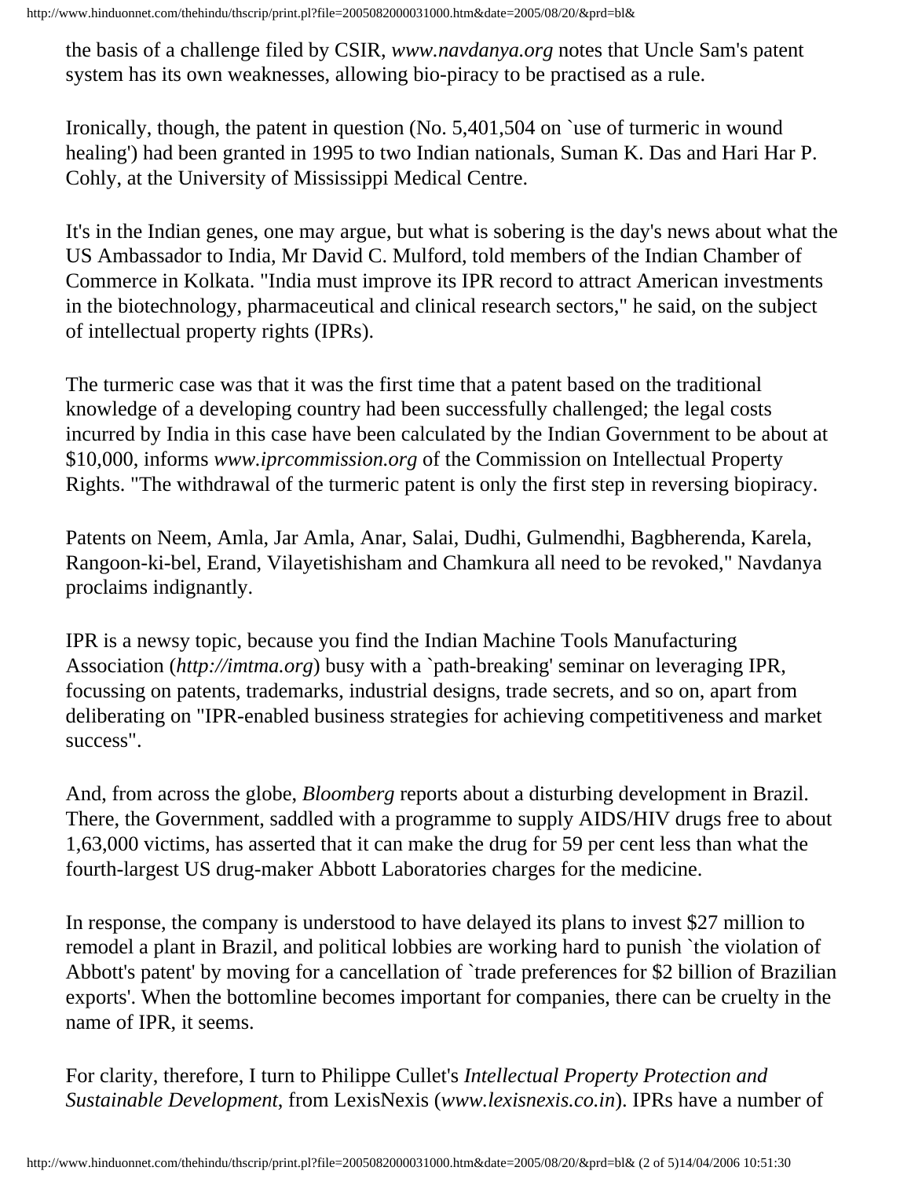the basis of a challenge filed by CSIR, *www.navdanya.org* notes that Uncle Sam's patent system has its own weaknesses, allowing bio-piracy to be practised as a rule.

Ironically, though, the patent in question (No. 5,401,504 on `use of turmeric in wound healing') had been granted in 1995 to two Indian nationals, Suman K. Das and Hari Har P. Cohly, at the University of Mississippi Medical Centre.

It's in the Indian genes, one may argue, but what is sobering is the day's news about what the US Ambassador to India, Mr David C. Mulford, told members of the Indian Chamber of Commerce in Kolkata. "India must improve its IPR record to attract American investments in the biotechnology, pharmaceutical and clinical research sectors," he said, on the subject of intellectual property rights (IPRs).

The turmeric case was that it was the first time that a patent based on the traditional knowledge of a developing country had been successfully challenged; the legal costs incurred by India in this case have been calculated by the Indian Government to be about at $10,000, informs *www.iprcommission.org* of the Commission on Intellectual Property Rights. "The withdrawal of the turmeric patent is only the first step in reversing biopiracy.

Patents on Neem, Amla, Jar Amla, Anar, Salai, Dudhi, Gulmendhi, Bagbherenda, Karela, Rangoon-ki-bel, Erand, Vilayetishisham and Chamkura all need to be revoked," Navdanya proclaims indignantly.

IPR is a newsy topic, because you find the Indian Machine Tools Manufacturing Association (*http://imtma.org*) busy with a `path-breaking' seminar on leveraging IPR, focussing on patents, trademarks, industrial designs, trade secrets, and so on, apart from deliberating on "IPR-enabled business strategies for achieving competitiveness and market success".

And, from across the globe, *Bloomberg* reports about a disturbing development in Brazil. There, the Government, saddled with a programme to supply AIDS/HIV drugs free to about 1,63,000 victims, has asserted that it can make the drug for 59 per cent less than what the fourth-largest US drug-maker Abbott Laboratories charges for the medicine.

In response, the company is understood to have delayed its plans to invest $27 million to remodel a plant in Brazil, and political lobbies are working hard to punish `the violation of Abbott's patent' by moving for a cancellation of `trade preferences for $2 billion of Brazilian exports'. When the bottomline becomes important for companies, there can be cruelty in the name of IPR, it seems.

For clarity, therefore, I turn to Philippe Cullet's *Intellectual Property Protection and Sustainable Development*, from LexisNexis (*www.lexisnexis.co.in*). IPRs have a number of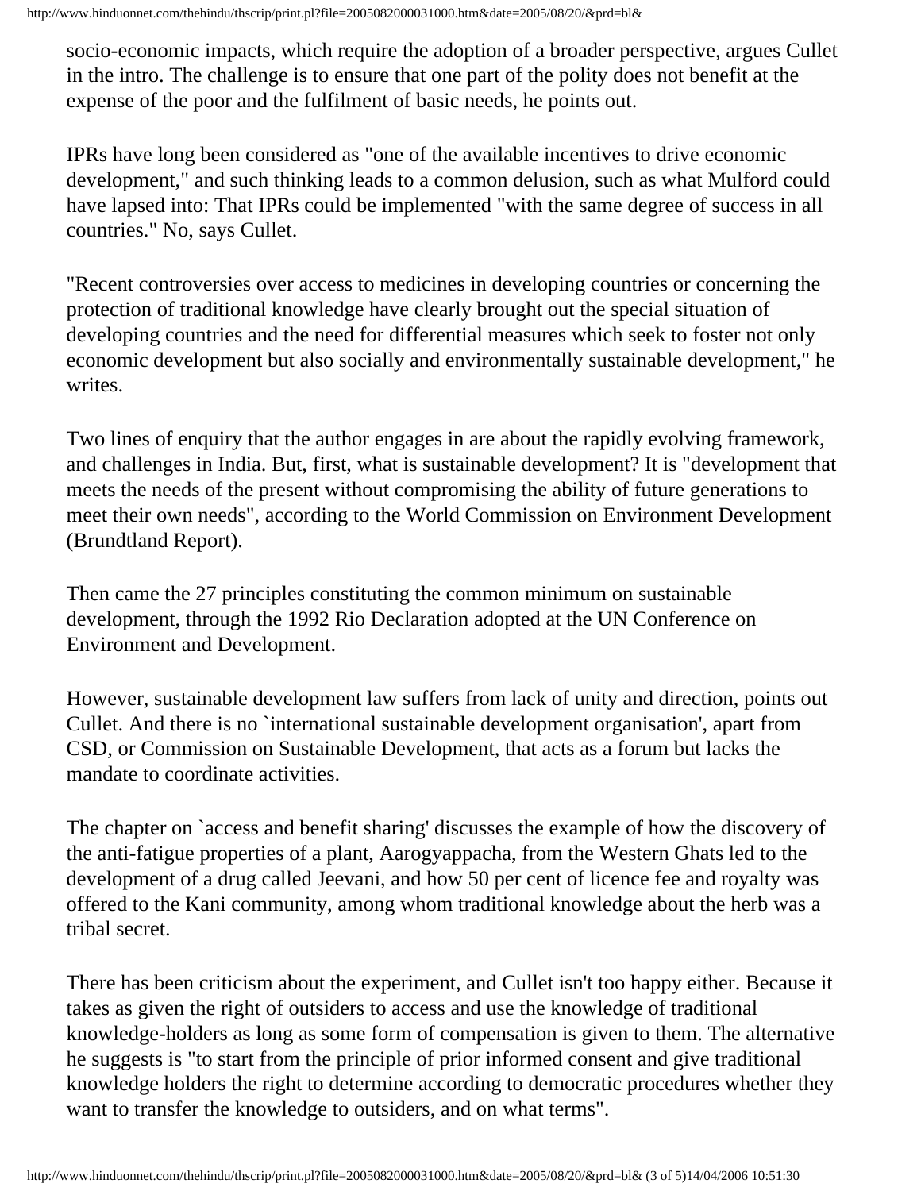socio-economic impacts, which require the adoption of a broader perspective, argues Cullet in the intro. The challenge is to ensure that one part of the polity does not benefit at the expense of the poor and the fulfilment of basic needs, he points out.

IPRs have long been considered as "one of the available incentives to drive economic development," and such thinking leads to a common delusion, such as what Mulford could have lapsed into: That IPRs could be implemented "with the same degree of success in all countries." No, says Cullet.

"Recent controversies over access to medicines in developing countries or concerning the protection of traditional knowledge have clearly brought out the special situation of developing countries and the need for differential measures which seek to foster not only economic development but also socially and environmentally sustainable development," he writes.

Two lines of enquiry that the author engages in are about the rapidly evolving framework, and challenges in India. But, first, what is sustainable development? It is "development that meets the needs of the present without compromising the ability of future generations to meet their own needs", according to the World Commission on Environment Development (Brundtland Report).

Then came the 27 principles constituting the common minimum on sustainable development, through the 1992 Rio Declaration adopted at the UN Conference on Environment and Development.

However, sustainable development law suffers from lack of unity and direction, points out Cullet. And there is no `international sustainable development organisation', apart from CSD, or Commission on Sustainable Development, that acts as a forum but lacks the mandate to coordinate activities.

The chapter on `access and benefit sharing' discusses the example of how the discovery of the anti-fatigue properties of a plant, Aarogyappacha, from the Western Ghats led to the development of a drug called Jeevani, and how 50 per cent of licence fee and royalty was offered to the Kani community, among whom traditional knowledge about the herb was a tribal secret.

There has been criticism about the experiment, and Cullet isn't too happy either. Because it takes as given the right of outsiders to access and use the knowledge of traditional knowledge-holders as long as some form of compensation is given to them. The alternative he suggests is "to start from the principle of prior informed consent and give traditional knowledge holders the right to determine according to democratic procedures whether they want to transfer the knowledge to outsiders, and on what terms".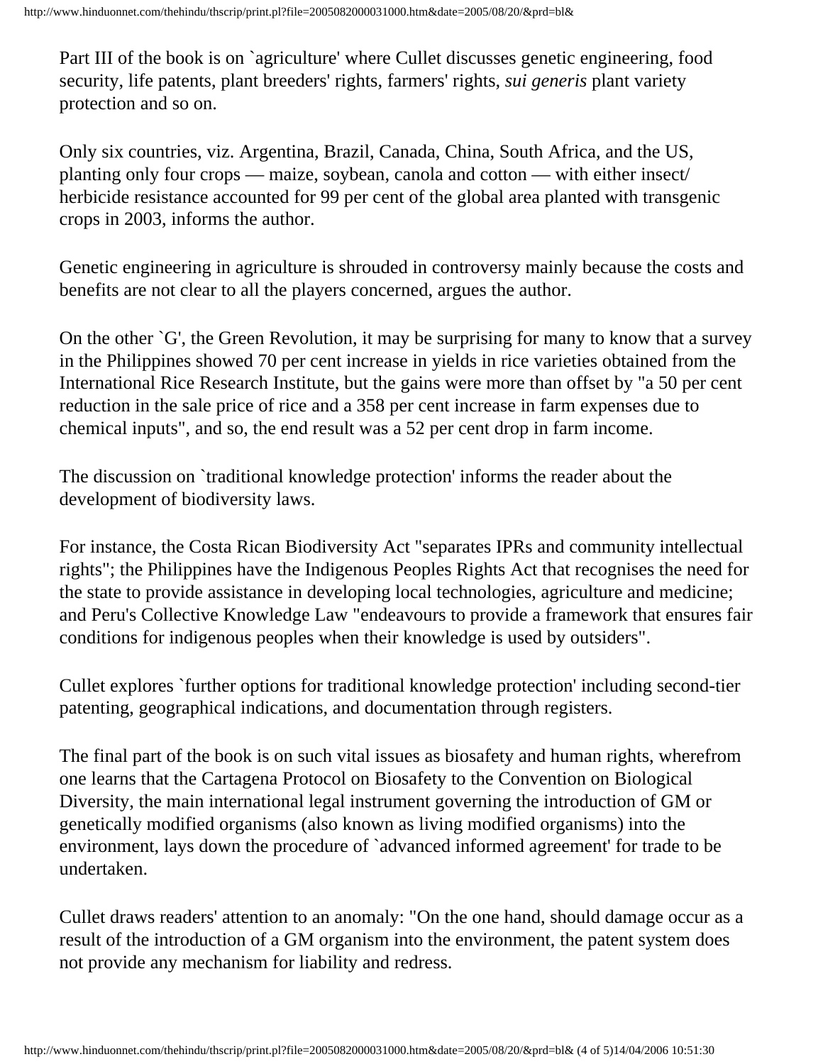Part III of the book is on `agriculture' where Cullet discusses genetic engineering, food security, life patents, plant breeders' rights, farmers' rights, *sui generis* plant variety protection and so on.

Only six countries, viz. Argentina, Brazil, Canada, China, South Africa, and the US, planting only four crops — maize, soybean, canola and cotton — with either insect/herbicide resistance accounted for 99 per cent of the global area planted with transgenic crops in 2003, informs the author.

Genetic engineering in agriculture is shrouded in controversy mainly because the costs and benefits are not clear to all the players concerned, argues the author.

On the other `G', the Green Revolution, it may be surprising for many to know that a survey in the Philippines showed 70 per cent increase in yields in rice varieties obtained from the International Rice Research Institute, but the gains were more than offset by "a 50 per cent reduction in the sale price of rice and a 358 per cent increase in farm expenses due to chemical inputs", and so, the end result was a 52 per cent drop in farm income.

The discussion on `traditional knowledge protection' informs the reader about the development of biodiversity laws.

For instance, the Costa Rican Biodiversity Act "separates IPRs and community intellectual rights"; the Philippines have the Indigenous Peoples Rights Act that recognises the need for the state to provide assistance in developing local technologies, agriculture and medicine; and Peru's Collective Knowledge Law "endeavours to provide a framework that ensures fair conditions for indigenous peoples when their knowledge is used by outsiders".

Cullet explores `further options for traditional knowledge protection' including second-tier patenting, geographical indications, and documentation through registers.

The final part of the book is on such vital issues as biosafety and human rights, wherefrom one learns that the Cartagena Protocol on Biosafety to the Convention on Biological Diversity, the main international legal instrument governing the introduction of GM or genetically modified organisms (also known as living modified organisms) into the environment, lays down the procedure of `advanced informed agreement' for trade to be undertaken.

Cullet draws readers' attention to an anomaly: "On the one hand, should damage occur as a result of the introduction of a GM organism into the environment, the patent system does not provide any mechanism for liability and redress.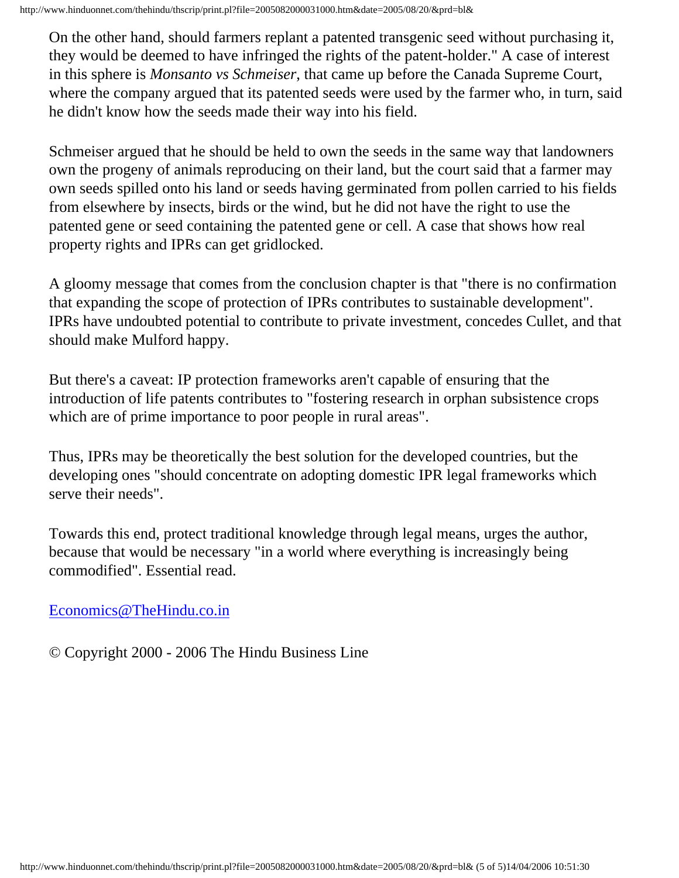On the other hand, should farmers replant a patented transgenic seed without purchasing it, they would be deemed to have infringed the rights of the patent-holder." A case of interest in this sphere is *Monsanto vs Schmeiser*, that came up before the Canada Supreme Court, where the company argued that its patented seeds were used by the farmer who, in turn, said he didn't know how the seeds made their way into his field.

Schmeiser argued that he should be held to own the seeds in the same way that landowners own the progeny of animals reproducing on their land, but the court said that a farmer may own seeds spilled onto his land or seeds having germinated from pollen carried to his fields from elsewhere by insects, birds or the wind, but he did not have the right to use the patented gene or seed containing the patented gene or cell. A case that shows how real property rights and IPRs can get gridlocked.

A gloomy message that comes from the conclusion chapter is that "there is no confirmation that expanding the scope of protection of IPRs contributes to sustainable development". IPRs have undoubted potential to contribute to private investment, concedes Cullet, and that should make Mulford happy.

But there's a caveat: IP protection frameworks aren't capable of ensuring that the introduction of life patents contributes to "fostering research in orphan subsistence crops which are of prime importance to poor people in rural areas".

Thus, IPRs may be theoretically the best solution for the developed countries, but the developing ones "should concentrate on adopting domestic IPR legal frameworks which serve their needs".

Towards this end, protect traditional knowledge through legal means, urges the author, because that would be necessary "in a world where everything is increasingly being commodified". Essential read.

Economics@TheHindu.co.in

© Copyright 2000 - 2006 The Hindu Business Line